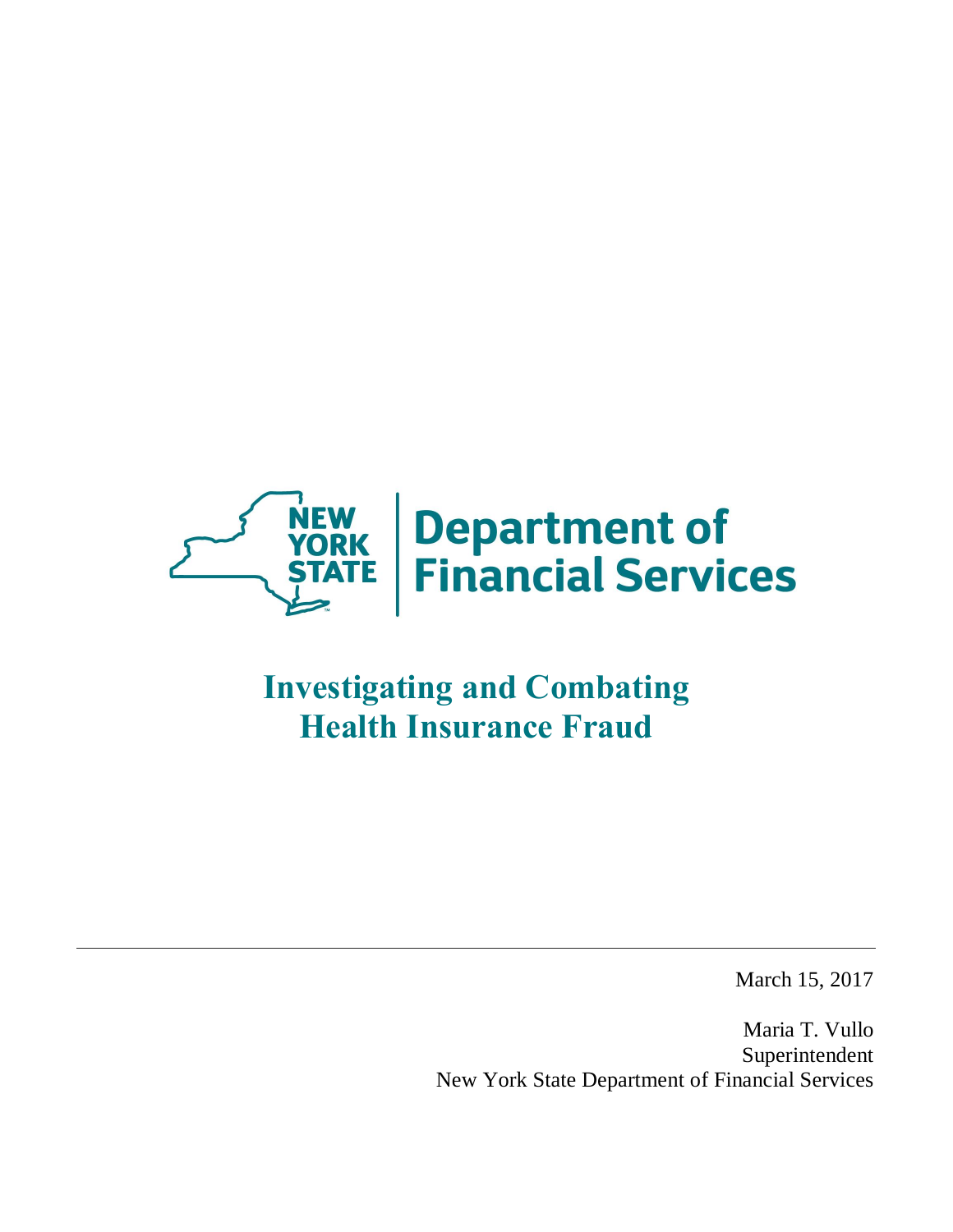NEW YORK STATE | Department of Financial Services

# Investigating and Combating Health Insurance Fraud

---

March 15, 2017

Maria T. Vullo
Superintendent
New York State Department of Financial Services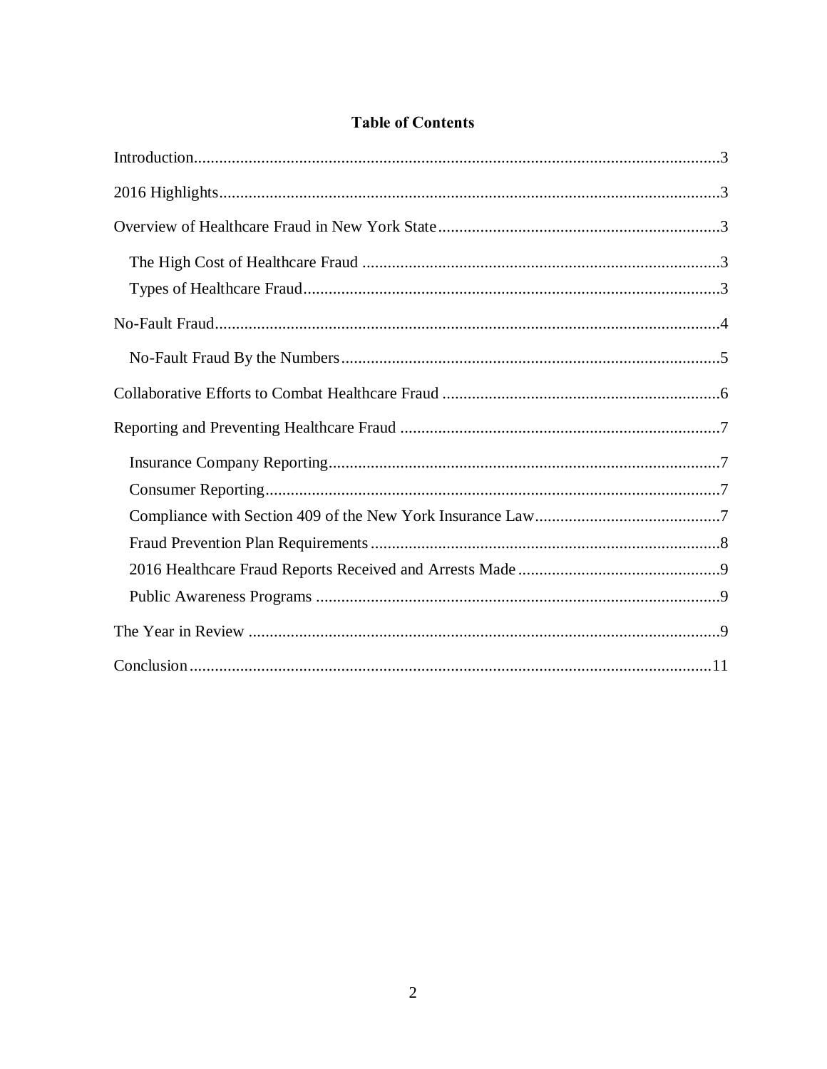# Table of Contents

- Introduction ... 3
- 2016 Highlights ... 3
- Overview of Healthcare Fraud in New York State ... 3
  - The High Cost of Healthcare Fraud ... 3
  - Types of Healthcare Fraud ... 3
- No-Fault Fraud ... 4
  - No-Fault Fraud By the Numbers ... 5
- Collaborative Efforts to Combat Healthcare Fraud ... 6
- Reporting and Preventing Healthcare Fraud ... 7
  - Insurance Company Reporting ... 7
  - Consumer Reporting ... 7
  - Compliance with Section 409 of the New York Insurance Law ... 7
  - Fraud Prevention Plan Requirements ... 8
  - 2016 Healthcare Fraud Reports Received and Arrests Made ... 9
  - Public Awareness Programs ... 9
- The Year in Review ... 9
- Conclusion ... 11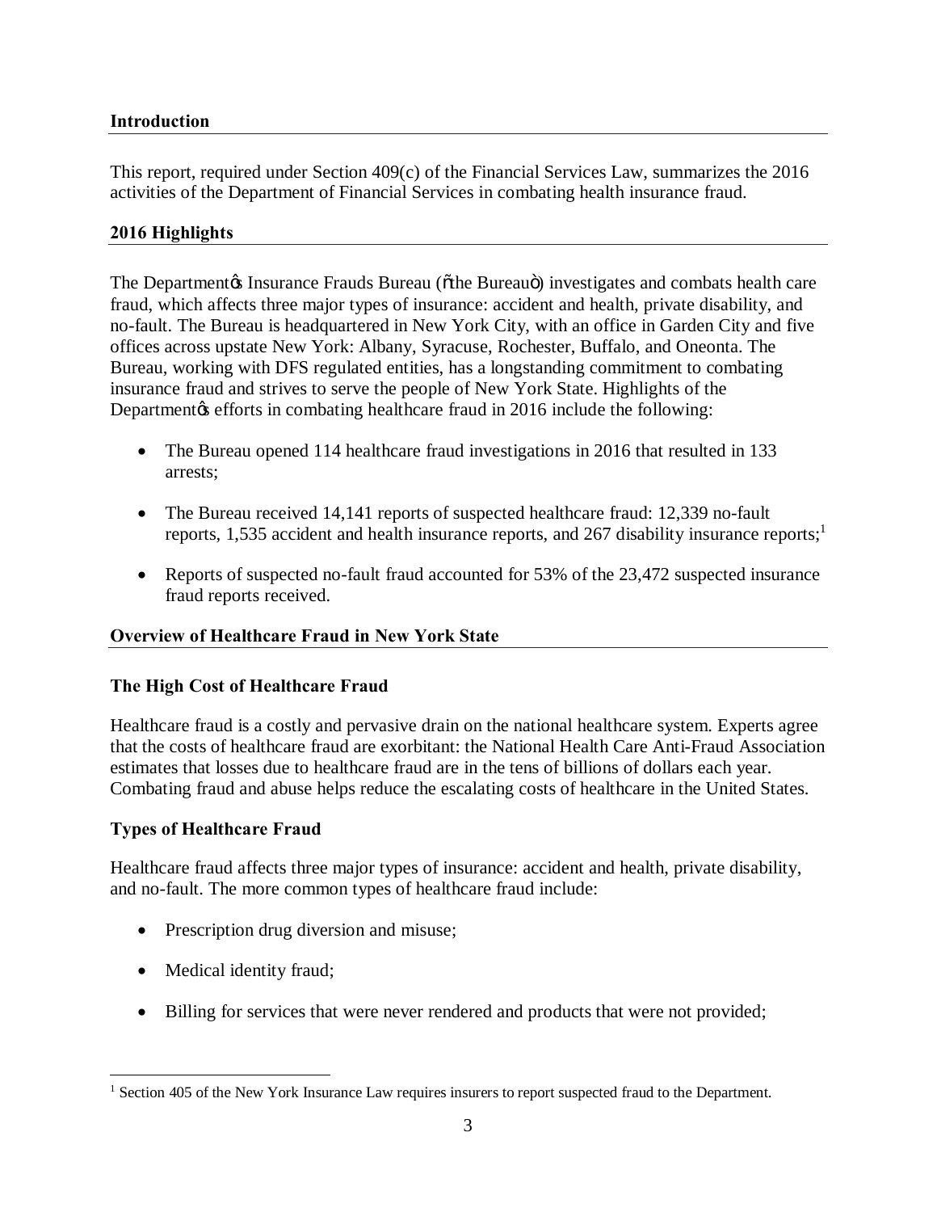## Introduction

This report, required under Section 409(c) of the Financial Services Law, summarizes the 2016 activities of the Department of Financial Services in combating health insurance fraud.

## 2016 Highlights

The Department's Insurance Frauds Bureau ("the Bureau") investigates and combats health care fraud, which affects three major types of insurance: accident and health, private disability, and no-fault. The Bureau is headquartered in New York City, with an office in Garden City and five offices across upstate New York: Albany, Syracuse, Rochester, Buffalo, and Oneonta. The Bureau, working with DFS regulated entities, has a longstanding commitment to combating insurance fraud and strives to serve the people of New York State. Highlights of the Department's efforts in combating healthcare fraud in 2016 include the following:

- The Bureau opened 114 healthcare fraud investigations in 2016 that resulted in 133 arrests;
- The Bureau received 14,141 reports of suspected healthcare fraud: 12,339 no-fault reports, 1,535 accident and health insurance reports, and 267 disability insurance reports;[1]
- Reports of suspected no-fault fraud accounted for 53% of the 23,472 suspected insurance fraud reports received.

## Overview of Healthcare Fraud in New York State

### The High Cost of Healthcare Fraud

Healthcare fraud is a costly and pervasive drain on the national healthcare system. Experts agree that the costs of healthcare fraud are exorbitant: the National Health Care Anti-Fraud Association estimates that losses due to healthcare fraud are in the tens of billions of dollars each year. Combating fraud and abuse helps reduce the escalating costs of healthcare in the United States.

### Types of Healthcare Fraud

Healthcare fraud affects three major types of insurance: accident and health, private disability, and no-fault. The more common types of healthcare fraud include:

- Prescription drug diversion and misuse;
- Medical identity fraud;
- Billing for services that were never rendered and products that were not provided;

[1] Section 405 of the New York Insurance Law requires insurers to report suspected fraud to the Department.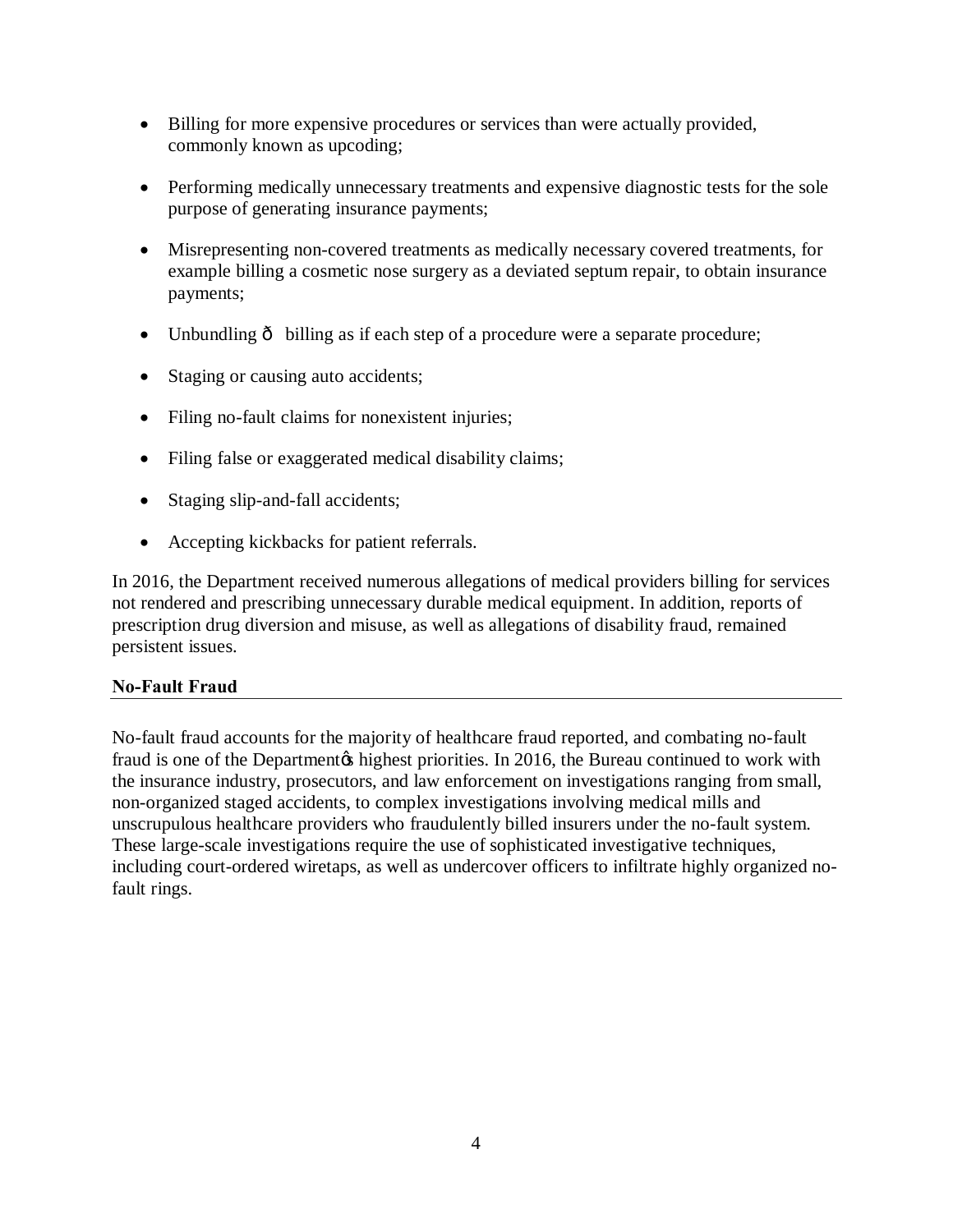- Billing for more expensive procedures or services than were actually provided, commonly known as upcoding;
- Performing medically unnecessary treatments and expensive diagnostic tests for the sole purpose of generating insurance payments;
- Misrepresenting non-covered treatments as medically necessary covered treatments, for example billing a cosmetic nose surgery as a deviated septum repair, to obtain insurance payments;
- Unbundling – billing as if each step of a procedure were a separate procedure;
- Staging or causing auto accidents;
- Filing no-fault claims for nonexistent injuries;
- Filing false or exaggerated medical disability claims;
- Staging slip-and-fall accidents;
- Accepting kickbacks for patient referrals.

In 2016, the Department received numerous allegations of medical providers billing for services not rendered and prescribing unnecessary durable medical equipment. In addition, reports of prescription drug diversion and misuse, as well as allegations of disability fraud, remained persistent issues.

**No-Fault Fraud**

No-fault fraud accounts for the majority of healthcare fraud reported, and combating no-fault fraud is one of the Department's highest priorities. In 2016, the Bureau continued to work with the insurance industry, prosecutors, and law enforcement on investigations ranging from small, non-organized staged accidents, to complex investigations involving medical mills and unscrupulous healthcare providers who fraudulently billed insurers under the no-fault system. These large-scale investigations require the use of sophisticated investigative techniques, including court-ordered wiretaps, as well as undercover officers to infiltrate highly organized no-fault rings.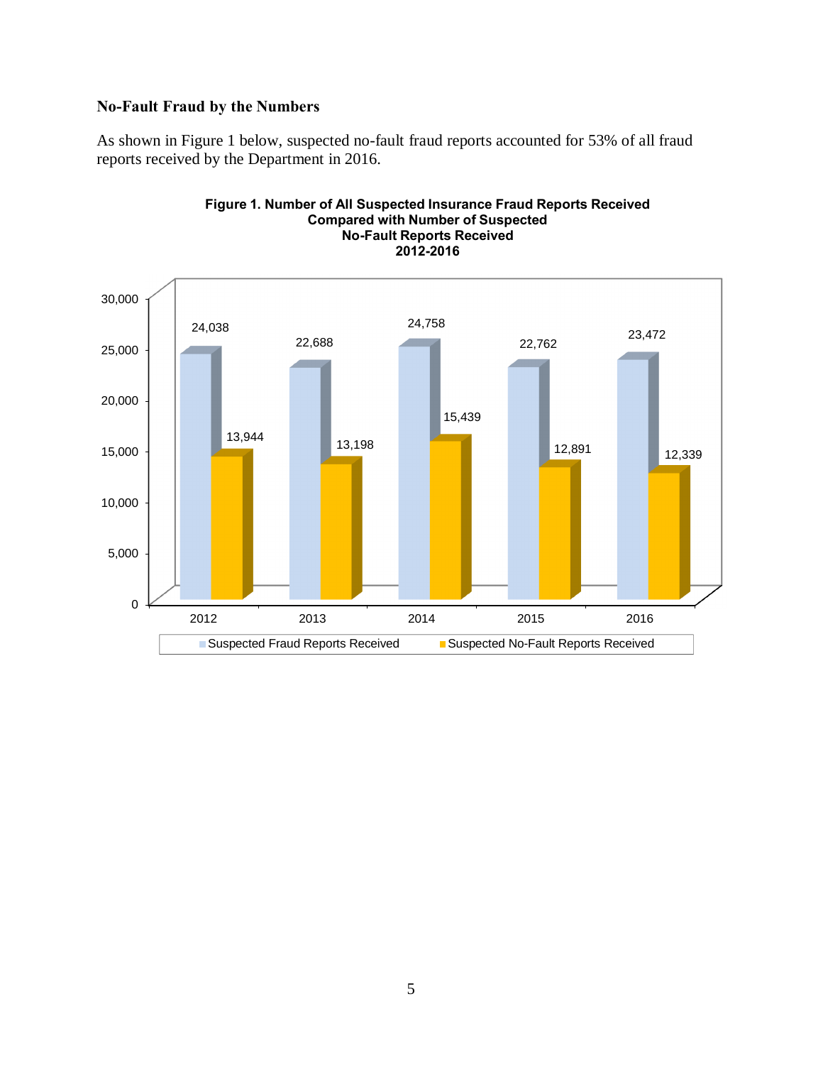### No-Fault Fraud by the Numbers

As shown in Figure 1 below, suspected no-fault fraud reports accounted for 53% of all fraud reports received by the Department in 2016.

**Figure 1. Number of All Suspected Insurance Fraud Reports Received Compared with Number of Suspected No-Fault Reports Received 2012-2016**

| Year | Suspected Fraud Reports Received | Suspected No-Fault Reports Received |
|---|---|---|
| 2012 | 24,038 | 13,944 |
| 2013 | 22,688 | 13,198 |
| 2014 | 24,758 | 15,439 |
| 2015 | 22,762 | 12,891 |
| 2016 | 23,472 | 12,339 |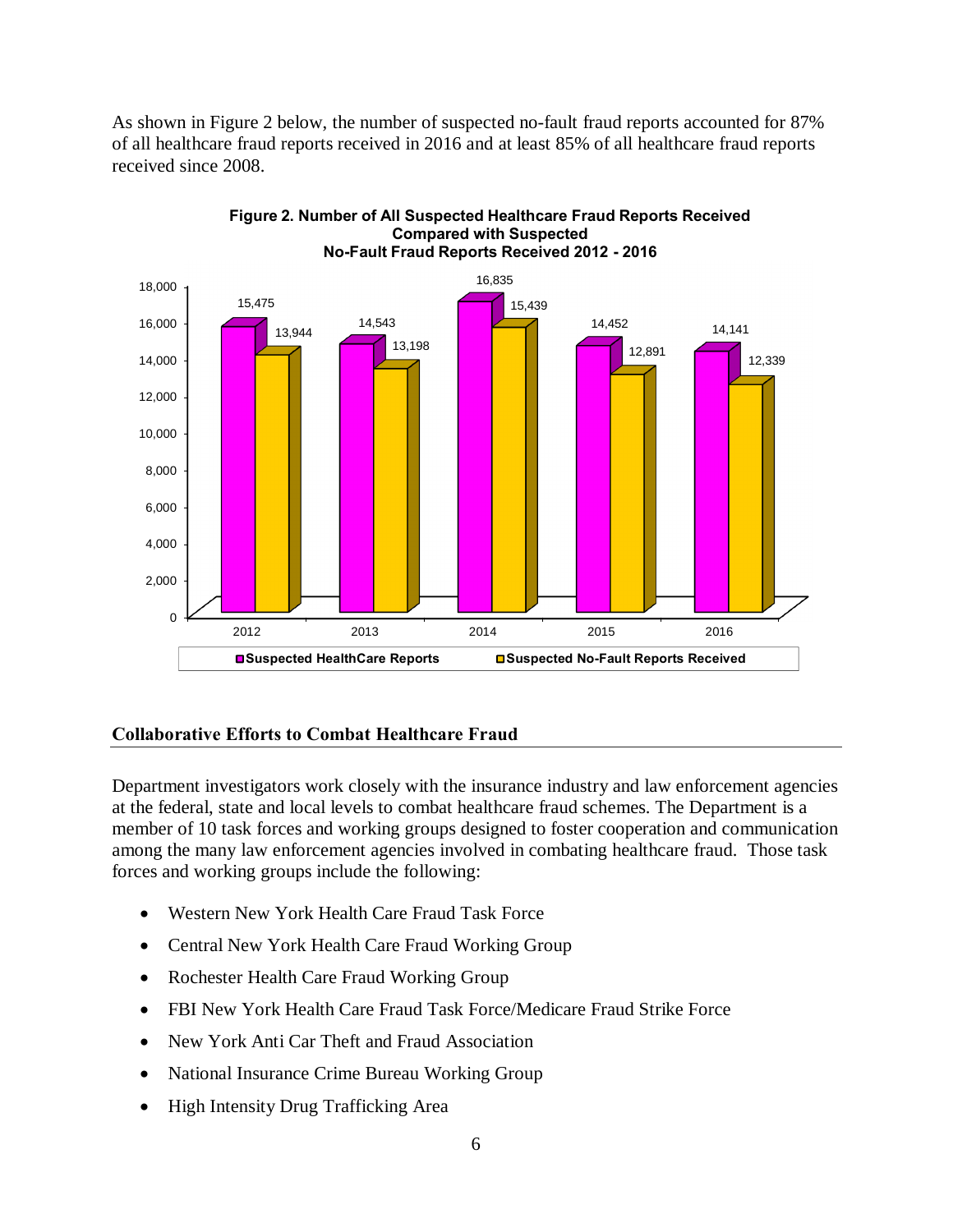As shown in Figure 2 below, the number of suspected no-fault fraud reports accounted for 87% of all healthcare fraud reports received in 2016 and at least 85% of all healthcare fraud reports received since 2008.

**Figure 2. Number of All Suspected Healthcare Fraud Reports Received Compared with Suspected No-Fault Fraud Reports Received 2012 - 2016**

| Year | Suspected HealthCare Reports | Suspected No-Fault Reports Received |
|---|---|---|
| 2012 | 15,475 | 13,944 |
| 2013 | 14,543 | 13,198 |
| 2014 | 16,835 | 15,439 |
| 2015 | 14,452 | 12,891 |
| 2016 | 14,141 | 12,339 |

## Collaborative Efforts to Combat Healthcare Fraud

Department investigators work closely with the insurance industry and law enforcement agencies at the federal, state and local levels to combat healthcare fraud schemes. The Department is a member of 10 task forces and working groups designed to foster cooperation and communication among the many law enforcement agencies involved in combating healthcare fraud. Those task forces and working groups include the following:

- Western New York Health Care Fraud Task Force
- Central New York Health Care Fraud Working Group
- Rochester Health Care Fraud Working Group
- FBI New York Health Care Fraud Task Force/Medicare Fraud Strike Force
- New York Anti Car Theft and Fraud Association
- National Insurance Crime Bureau Working Group
- High Intensity Drug Trafficking Area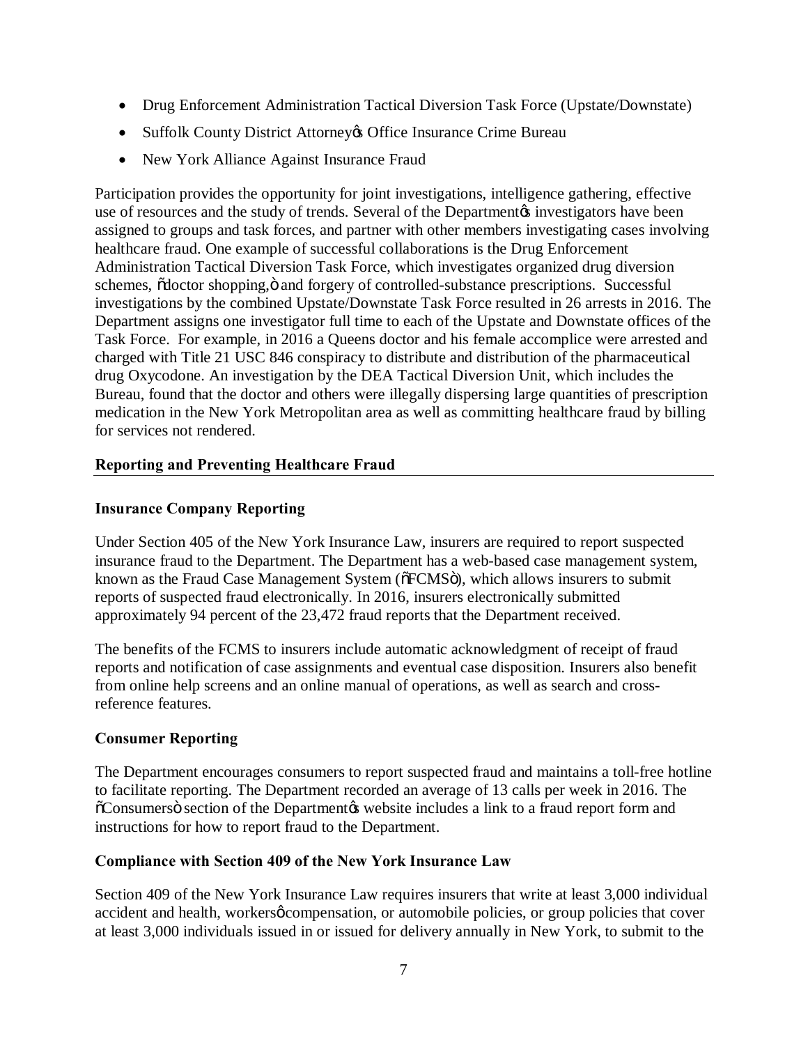- Drug Enforcement Administration Tactical Diversion Task Force (Upstate/Downstate)
- Suffolk County District Attorney's Office Insurance Crime Bureau
- New York Alliance Against Insurance Fraud

Participation provides the opportunity for joint investigations, intelligence gathering, effective use of resources and the study of trends. Several of the Department's investigators have been assigned to groups and task forces, and partner with other members investigating cases involving healthcare fraud. One example of successful collaborations is the Drug Enforcement Administration Tactical Diversion Task Force, which investigates organized drug diversion schemes, "doctor shopping," and forgery of controlled-substance prescriptions. Successful investigations by the combined Upstate/Downstate Task Force resulted in 26 arrests in 2016. The Department assigns one investigator full time to each of the Upstate and Downstate offices of the Task Force. For example, in 2016 a Queens doctor and his female accomplice were arrested and charged with Title 21 USC 846 conspiracy to distribute and distribution of the pharmaceutical drug Oxycodone. An investigation by the DEA Tactical Diversion Unit, which includes the Bureau, found that the doctor and others were illegally dispersing large quantities of prescription medication in the New York Metropolitan area as well as committing healthcare fraud by billing for services not rendered.

## Reporting and Preventing Healthcare Fraud

### Insurance Company Reporting

Under Section 405 of the New York Insurance Law, insurers are required to report suspected insurance fraud to the Department. The Department has a web-based case management system, known as the Fraud Case Management System ("FCMS"), which allows insurers to submit reports of suspected fraud electronically. In 2016, insurers electronically submitted approximately 94 percent of the 23,472 fraud reports that the Department received.

The benefits of the FCMS to insurers include automatic acknowledgment of receipt of fraud reports and notification of case assignments and eventual case disposition. Insurers also benefit from online help screens and an online manual of operations, as well as search and cross-reference features.

### Consumer Reporting

The Department encourages consumers to report suspected fraud and maintains a toll-free hotline to facilitate reporting. The Department recorded an average of 13 calls per week in 2016. The "Consumers" section of the Department's website includes a link to a fraud report form and instructions for how to report fraud to the Department.

### Compliance with Section 409 of the New York Insurance Law

Section 409 of the New York Insurance Law requires insurers that write at least 3,000 individual accident and health, workers' compensation, or automobile policies, or group policies that cover at least 3,000 individuals issued in or issued for delivery annually in New York, to submit to the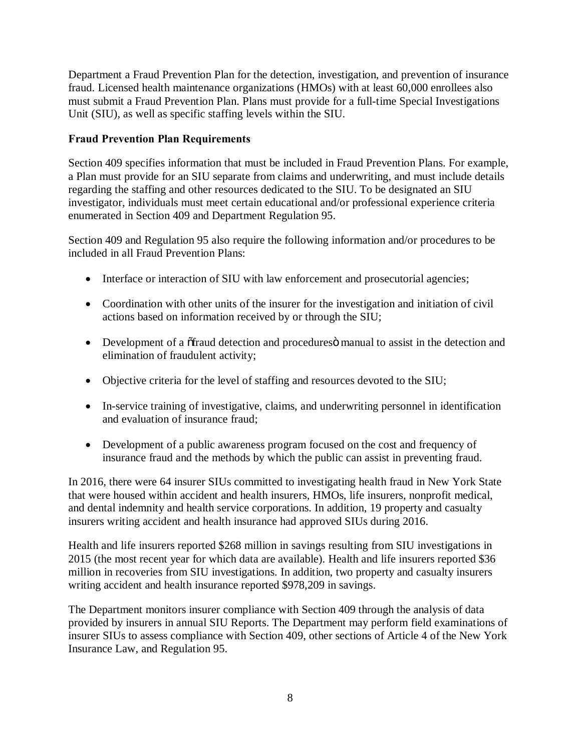Department a Fraud Prevention Plan for the detection, investigation, and prevention of insurance fraud. Licensed health maintenance organizations (HMOs) with at least 60,000 enrollees also must submit a Fraud Prevention Plan. Plans must provide for a full-time Special Investigations Unit (SIU), as well as specific staffing levels within the SIU.

**Fraud Prevention Plan Requirements**

Section 409 specifies information that must be included in Fraud Prevention Plans. For example, a Plan must provide for an SIU separate from claims and underwriting, and must include details regarding the staffing and other resources dedicated to the SIU. To be designated an SIU investigator, individuals must meet certain educational and/or professional experience criteria enumerated in Section 409 and Department Regulation 95.

Section 409 and Regulation 95 also require the following information and/or procedures to be included in all Fraud Prevention Plans:

- Interface or interaction of SIU with law enforcement and prosecutorial agencies;
- Coordination with other units of the insurer for the investigation and initiation of civil actions based on information received by or through the SIU;
- Development of a "fraud detection and procedures" manual to assist in the detection and elimination of fraudulent activity;
- Objective criteria for the level of staffing and resources devoted to the SIU;
- In-service training of investigative, claims, and underwriting personnel in identification and evaluation of insurance fraud;
- Development of a public awareness program focused on the cost and frequency of insurance fraud and the methods by which the public can assist in preventing fraud.

In 2016, there were 64 insurer SIUs committed to investigating health fraud in New York State that were housed within accident and health insurers, HMOs, life insurers, nonprofit medical, and dental indemnity and health service corporations. In addition, 19 property and casualty insurers writing accident and health insurance had approved SIUs during 2016.

Health and life insurers reported $268 million in savings resulting from SIU investigations in 2015 (the most recent year for which data are available). Health and life insurers reported $36 million in recoveries from SIU investigations. In addition, two property and casualty insurers writing accident and health insurance reported $978,209 in savings.

The Department monitors insurer compliance with Section 409 through the analysis of data provided by insurers in annual SIU Reports. The Department may perform field examinations of insurer SIUs to assess compliance with Section 409, other sections of Article 4 of the New York Insurance Law, and Regulation 95.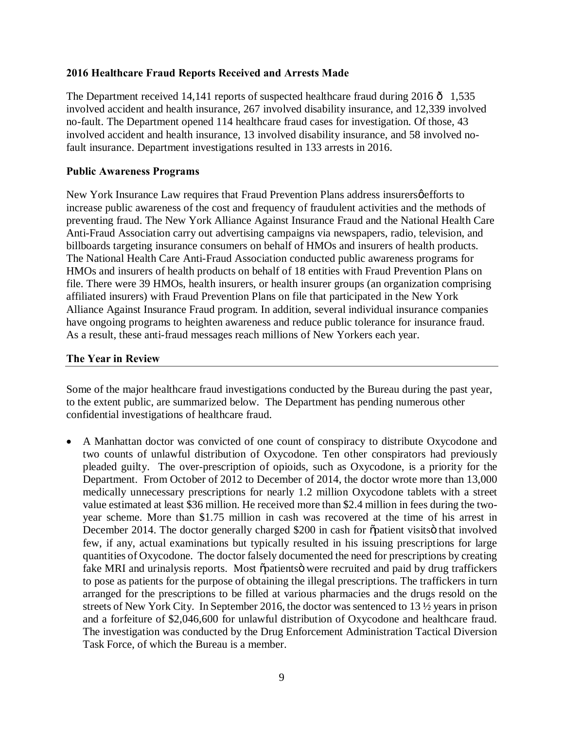**2016 Healthcare Fraud Reports Received and Arrests Made**

The Department received 14,141 reports of suspected healthcare fraud during 2016 – 1,535 involved accident and health insurance, 267 involved disability insurance, and 12,339 involved no-fault. The Department opened 114 healthcare fraud cases for investigation. Of those, 43 involved accident and health insurance, 13 involved disability insurance, and 58 involved no-fault insurance. Department investigations resulted in 133 arrests in 2016.

**Public Awareness Programs**

New York Insurance Law requires that Fraud Prevention Plans address insurers' efforts to increase public awareness of the cost and frequency of fraudulent activities and the methods of preventing fraud. The New York Alliance Against Insurance Fraud and the National Health Care Anti-Fraud Association carry out advertising campaigns via newspapers, radio, television, and billboards targeting insurance consumers on behalf of HMOs and insurers of health products. The National Health Care Anti-Fraud Association conducted public awareness programs for HMOs and insurers of health products on behalf of 18 entities with Fraud Prevention Plans on file. There were 39 HMOs, health insurers, or health insurer groups (an organization comprising affiliated insurers) with Fraud Prevention Plans on file that participated in the New York Alliance Against Insurance Fraud program. In addition, several individual insurance companies have ongoing programs to heighten awareness and reduce public tolerance for insurance fraud. As a result, these anti-fraud messages reach millions of New Yorkers each year.

**The Year in Review**

Some of the major healthcare fraud investigations conducted by the Bureau during the past year, to the extent public, are summarized below. The Department has pending numerous other confidential investigations of healthcare fraud.

- A Manhattan doctor was convicted of one count of conspiracy to distribute Oxycodone and two counts of unlawful distribution of Oxycodone. Ten other conspirators had previously pleaded guilty. The over-prescription of opioids, such as Oxycodone, is a priority for the Department. From October of 2012 to December of 2014, the doctor wrote more than 13,000 medically unnecessary prescriptions for nearly 1.2 million Oxycodone tablets with a street value estimated at least $36 million. He received more than $2.4 million in fees during the two-year scheme. More than $1.75 million in cash was recovered at the time of his arrest in December 2014. The doctor generally charged $200 in cash for "patient visits" that involved few, if any, actual examinations but typically resulted in his issuing prescriptions for large quantities of Oxycodone. The doctor falsely documented the need for prescriptions by creating fake MRI and urinalysis reports. Most "patients" were recruited and paid by drug traffickers to pose as patients for the purpose of obtaining the illegal prescriptions. The traffickers in turn arranged for the prescriptions to be filled at various pharmacies and the drugs resold on the streets of New York City. In September 2016, the doctor was sentenced to 13 ½ years in prison and a forfeiture of $2,046,600 for unlawful distribution of Oxycodone and healthcare fraud. The investigation was conducted by the Drug Enforcement Administration Tactical Diversion Task Force, of which the Bureau is a member.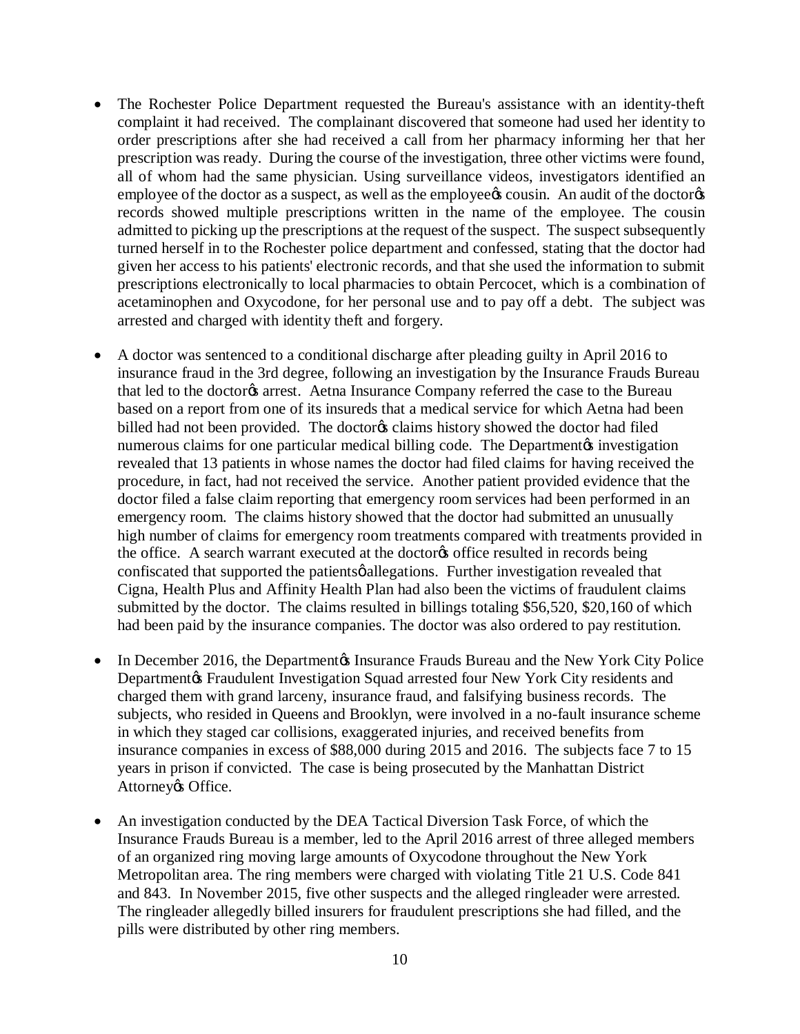- The Rochester Police Department requested the Bureau's assistance with an identity-theft complaint it had received. The complainant discovered that someone had used her identity to order prescriptions after she had received a call from her pharmacy informing her that her prescription was ready. During the course of the investigation, three other victims were found, all of whom had the same physician. Using surveillance videos, investigators identified an employee of the doctor as a suspect, as well as the employee's cousin. An audit of the doctor's records showed multiple prescriptions written in the name of the employee. The cousin admitted to picking up the prescriptions at the request of the suspect. The suspect subsequently turned herself in to the Rochester police department and confessed, stating that the doctor had given her access to his patients' electronic records, and that she used the information to submit prescriptions electronically to local pharmacies to obtain Percocet, which is a combination of acetaminophen and Oxycodone, for her personal use and to pay off a debt. The subject was arrested and charged with identity theft and forgery.

- A doctor was sentenced to a conditional discharge after pleading guilty in April 2016 to insurance fraud in the 3rd degree, following an investigation by the Insurance Frauds Bureau that led to the doctor's arrest. Aetna Insurance Company referred the case to the Bureau based on a report from one of its insureds that a medical service for which Aetna had been billed had not been provided. The doctor's claims history showed the doctor had filed numerous claims for one particular medical billing code. The Department's investigation revealed that 13 patients in whose names the doctor had filed claims for having received the procedure, in fact, had not received the service. Another patient provided evidence that the doctor filed a false claim reporting that emergency room services had been performed in an emergency room. The claims history showed that the doctor had submitted an unusually high number of claims for emergency room treatments compared with treatments provided in the office. A search warrant executed at the doctor's office resulted in records being confiscated that supported the patients' allegations. Further investigation revealed that Cigna, Health Plus and Affinity Health Plan had also been the victims of fraudulent claims submitted by the doctor. The claims resulted in billings totaling $56,520, $20,160 of which had been paid by the insurance companies. The doctor was also ordered to pay restitution.

- In December 2016, the Department's Insurance Frauds Bureau and the New York City Police Department's Fraudulent Investigation Squad arrested four New York City residents and charged them with grand larceny, insurance fraud, and falsifying business records. The subjects, who resided in Queens and Brooklyn, were involved in a no-fault insurance scheme in which they staged car collisions, exaggerated injuries, and received benefits from insurance companies in excess of $88,000 during 2015 and 2016. The subjects face 7 to 15 years in prison if convicted. The case is being prosecuted by the Manhattan District Attorney's Office.

- An investigation conducted by the DEA Tactical Diversion Task Force, of which the Insurance Frauds Bureau is a member, led to the April 2016 arrest of three alleged members of an organized ring moving large amounts of Oxycodone throughout the New York Metropolitan area. The ring members were charged with violating Title 21 U.S. Code 841 and 843. In November 2015, five other suspects and the alleged ringleader were arrested. The ringleader allegedly billed insurers for fraudulent prescriptions she had filled, and the pills were distributed by other ring members.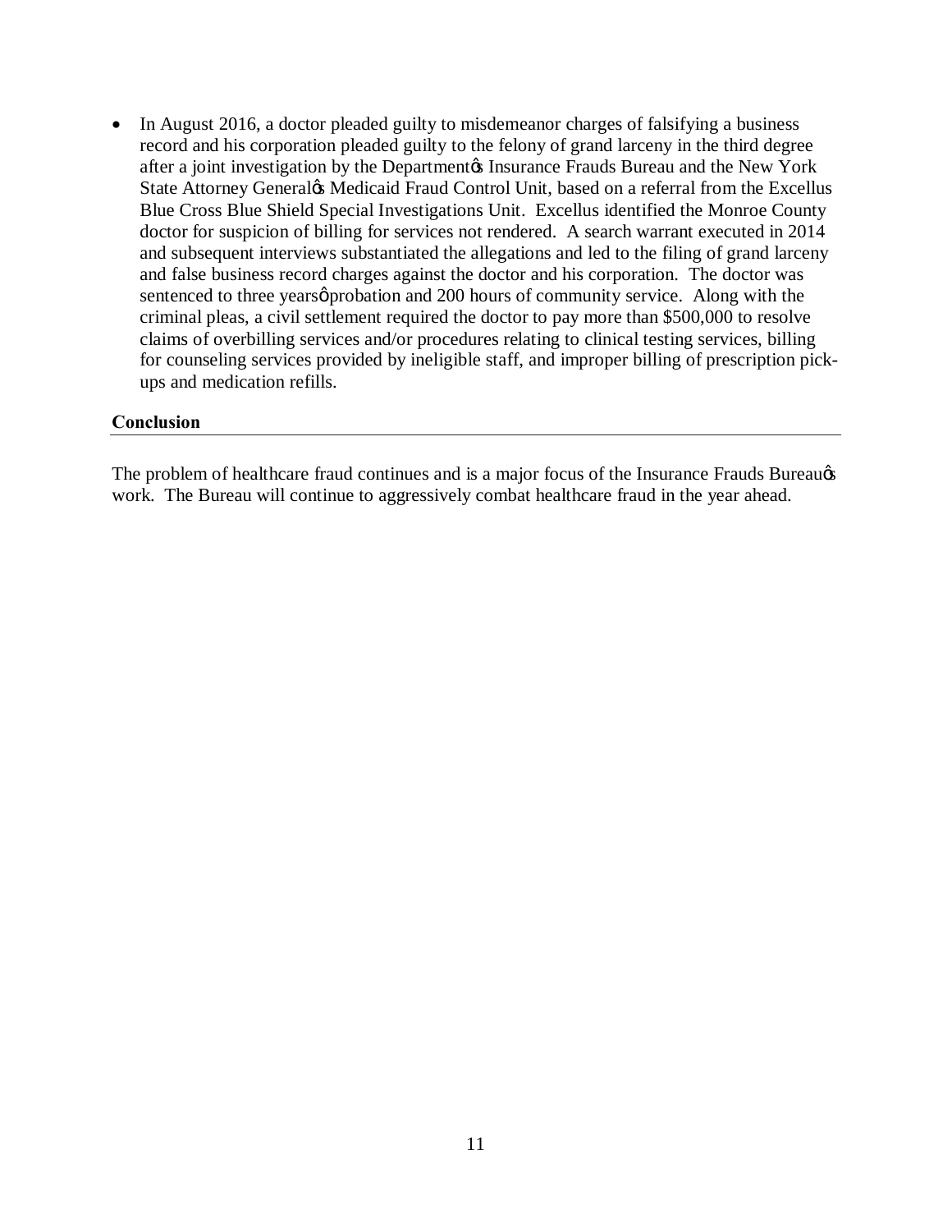- In August 2016, a doctor pleaded guilty to misdemeanor charges of falsifying a business record and his corporation pleaded guilty to the felony of grand larceny in the third degree after a joint investigation by the Department's Insurance Frauds Bureau and the New York State Attorney General's Medicaid Fraud Control Unit, based on a referral from the Excellus Blue Cross Blue Shield Special Investigations Unit. Excellus identified the Monroe County doctor for suspicion of billing for services not rendered. A search warrant executed in 2014 and subsequent interviews substantiated the allegations and led to the filing of grand larceny and false business record charges against the doctor and his corporation. The doctor was sentenced to three years' probation and 200 hours of community service. Along with the criminal pleas, a civil settlement required the doctor to pay more than $500,000 to resolve claims of overbilling services and/or procedures relating to clinical testing services, billing for counseling services provided by ineligible staff, and improper billing of prescription pick-ups and medication refills.

## Conclusion

The problem of healthcare fraud continues and is a major focus of the Insurance Frauds Bureau's work. The Bureau will continue to aggressively combat healthcare fraud in the year ahead.